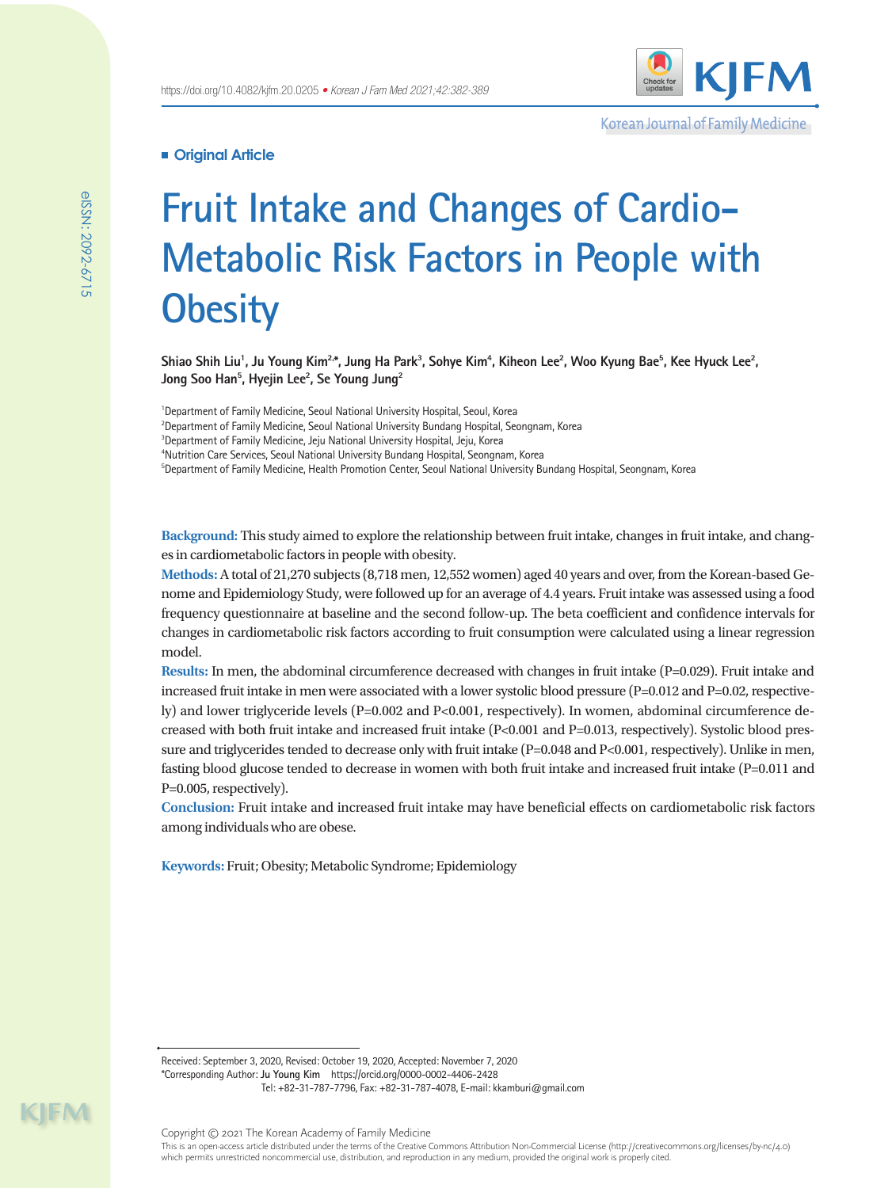**Original Article**

# Fruit Intake and Changes of Cardio-Metabolic Risk Factors in People with Obesity

**Shiao Shih Liu[1], Ju Young Kim[2,*], Jung Ha Park[3], Sohye Kim[4], Kiheon Lee[2], Woo Kyung Bae[5], Kee Hyuck Lee[2], Jong Soo Han[5], Hyejin Lee[2], Se Young Jung[2]**

[1]Department of Family Medicine, Seoul National University Hospital, Seoul, Korea
[2]Department of Family Medicine, Seoul National University Bundang Hospital, Seongnam, Korea
[3]Department of Family Medicine, Jeju National University Hospital, Jeju, Korea
[4]Nutrition Care Services, Seoul National University Bundang Hospital, Seongnam, Korea
[5]Department of Family Medicine, Health Promotion Center, Seoul National University Bundang Hospital, Seongnam, Korea

**Background:** This study aimed to explore the relationship between fruit intake, changes in fruit intake, and changes in cardiometabolic factors in people with obesity.

**Methods:** A total of 21,270 subjects (8,718 men, 12,552 women) aged 40 years and over, from the Korean-based Genome and Epidemiology Study, were followed up for an average of 4.4 years. Fruit intake was assessed using a food frequency questionnaire at baseline and the second follow-up. The beta coefficient and confidence intervals for changes in cardiometabolic risk factors according to fruit consumption were calculated using a linear regression model.

**Results:** In men, the abdominal circumference decreased with changes in fruit intake (P=0.029). Fruit intake and increased fruit intake in men were associated with a lower systolic blood pressure (P=0.012 and P=0.02, respectively) and lower triglyceride levels (P=0.002 and P<0.001, respectively). In women, abdominal circumference decreased with both fruit intake and increased fruit intake (P<0.001 and P=0.013, respectively). Systolic blood pressure and triglycerides tended to decrease only with fruit intake (P=0.048 and P<0.001, respectively). Unlike in men, fasting blood glucose tended to decrease in women with both fruit intake and increased fruit intake (P=0.011 and P=0.005, respectively).

**Conclusion:** Fruit intake and increased fruit intake may have beneficial effects on cardiometabolic risk factors among individuals who are obese.

**Keywords:** Fruit; Obesity; Metabolic Syndrome; Epidemiology

Received: September 3, 2020, Revised: October 19, 2020, Accepted: November 7, 2020
*Corresponding Author: Ju Young Kim https://orcid.org/0000-0002-4406-2428
Tel: +82-31-787-7796, Fax: +82-31-787-4078, E-mail: kkamburi@gmail.com

Copyright © 2021 The Korean Academy of Family Medicine
This is an open-access article distributed under the terms of the Creative Commons Attribution Non-Commercial License (http://creativecommons.org/licenses/by-nc/4.0) which permits unrestricted noncommercial use, distribution, and reproduction in any medium, provided the original work is properly cited.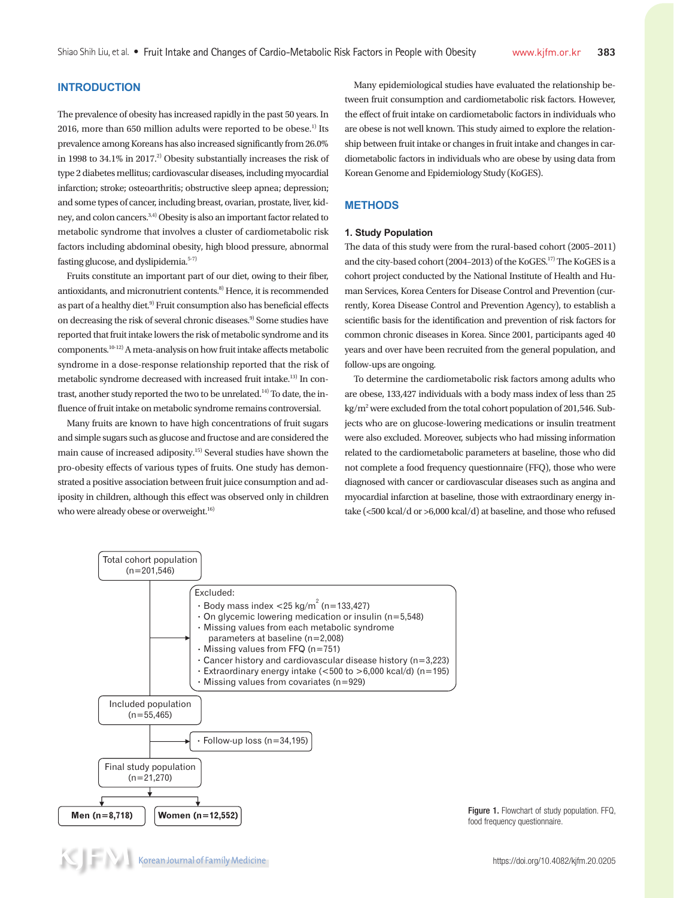## INTRODUCTION

The prevalence of obesity has increased rapidly in the past 50 years. In 2016, more than 650 million adults were reported to be obese.[1] Its prevalence among Koreans has also increased significantly from 26.0% in 1998 to 34.1% in 2017.[2] Obesity substantially increases the risk of type 2 diabetes mellitus; cardiovascular diseases, including myocardial infarction; stroke; osteoarthritis; obstructive sleep apnea; depression; and some types of cancer, including breast, ovarian, prostate, liver, kidney, and colon cancers.[3,4] Obesity is also an important factor related to metabolic syndrome that involves a cluster of cardiometabolic risk factors including abdominal obesity, high blood pressure, abnormal fasting glucose, and dyslipidemia.[5-7]

Fruits constitute an important part of our diet, owing to their fiber, antioxidants, and micronutrient contents.[8] Hence, it is recommended as part of a healthy diet.[9] Fruit consumption also has beneficial effects on decreasing the risk of several chronic diseases.[9] Some studies have reported that fruit intake lowers the risk of metabolic syndrome and its components.[10-12] A meta-analysis on how fruit intake affects metabolic syndrome in a dose-response relationship reported that the risk of metabolic syndrome decreased with increased fruit intake.[13] In contrast, another study reported the two to be unrelated.[14] To date, the influence of fruit intake on metabolic syndrome remains controversial.

Many fruits are known to have high concentrations of fruit sugars and simple sugars such as glucose and fructose and are considered the main cause of increased adiposity.[15] Several studies have shown the pro-obesity effects of various types of fruits. One study has demonstrated a positive association between fruit juice consumption and adiposity in children, although this effect was observed only in children who were already obese or overweight.[16]

Many epidemiological studies have evaluated the relationship between fruit consumption and cardiometabolic risk factors. However, the effect of fruit intake on cardiometabolic factors in individuals who are obese is not well known. This study aimed to explore the relationship between fruit intake or changes in fruit intake and changes in cardiometabolic factors in individuals who are obese by using data from Korean Genome and Epidemiology Study (KoGES).

## METHODS

### 1. Study Population

The data of this study were from the rural-based cohort (2005–2011) and the city-based cohort (2004–2013) of the KoGES.[17] The KoGES is a cohort project conducted by the National Institute of Health and Human Services, Korea Centers for Disease Control and Prevention (currently, Korea Disease Control and Prevention Agency), to establish a scientific basis for the identification and prevention of risk factors for common chronic diseases in Korea. Since 2001, participants aged 40 years and over have been recruited from the general population, and follow-ups are ongoing.

To determine the cardiometabolic risk factors among adults who are obese, 133,427 individuals with a body mass index of less than 25 $kg/m^2$ were excluded from the total cohort population of 201,546. Subjects who are on glucose-lowering medications or insulin treatment were also excluded. Moreover, subjects who had missing information related to the cardiometabolic parameters at baseline, those who did not complete a food frequency questionnaire (FFQ), those who were diagnosed with cancer or cardiovascular diseases such as angina and myocardial infarction at baseline, those with extraordinary energy intake (<500 kcal/d or >6,000 kcal/d) at baseline, and those who refused

Total cohort population (n=201,546)

Excluded:
- Body mass index <25 $kg/m^2$ (n=133,427)
- On glycemic lowering medication or insulin (n=5,548)
- Missing values from each metabolic syndrome parameters at baseline (n=2,008)
- Missing values from FFQ (n=751)
- Cancer history and cardiovascular disease history (n=3,223)
- Extraordinary energy intake (<500 to >6,000 kcal/d) (n=195)
- Missing values from covariates (n=929)

Included population (n=55,465)

- Follow-up loss (n=34,195)

Final study population (n=21,270)

Men (n=8,718) | Women (n=12,552)

**Figure 1.** Flowchart of study population. FFQ, food frequency questionnaire.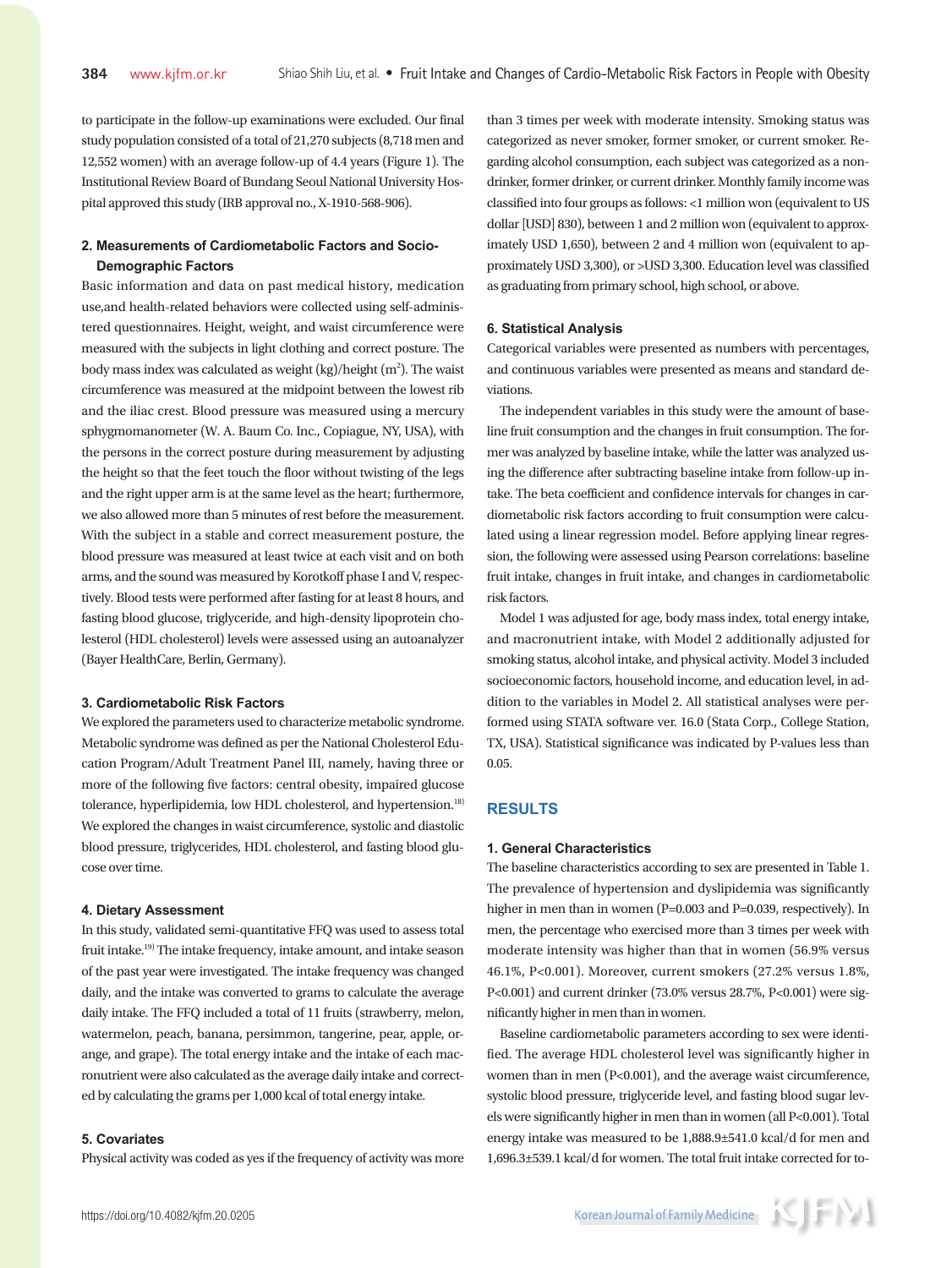to participate in the follow-up examinations were excluded. Our final study population consisted of a total of 21,270 subjects (8,718 men and 12,552 women) with an average follow-up of 4.4 years (Figure 1). The Institutional Review Board of Bundang Seoul National University Hospital approved this study (IRB approval no., X-1910-568-906).

### 2. Measurements of Cardiometabolic Factors and Socio-Demographic Factors

Basic information and data on past medical history, medication use,and health-related behaviors were collected using self-administered questionnaires. Height, weight, and waist circumference were measured with the subjects in light clothing and correct posture. The body mass index was calculated as weight (kg)/height ($m^2$). The waist circumference was measured at the midpoint between the lowest rib and the iliac crest. Blood pressure was measured using a mercury sphygmomanometer (W. A. Baum Co. Inc., Copiague, NY, USA), with the persons in the correct posture during measurement by adjusting the height so that the feet touch the floor without twisting of the legs and the right upper arm is at the same level as the heart; furthermore, we also allowed more than 5 minutes of rest before the measurement. With the subject in a stable and correct measurement posture, the blood pressure was measured at least twice at each visit and on both arms, and the sound was measured by Korotkoff phase I and V, respectively. Blood tests were performed after fasting for at least 8 hours, and fasting blood glucose, triglyceride, and high-density lipoprotein cholesterol (HDL cholesterol) levels were assessed using an autoanalyzer (Bayer HealthCare, Berlin, Germany).

### 3. Cardiometabolic Risk Factors

We explored the parameters used to characterize metabolic syndrome. Metabolic syndrome was defined as per the National Cholesterol Education Program/Adult Treatment Panel III, namely, having three or more of the following five factors: central obesity, impaired glucose tolerance, hyperlipidemia, low HDL cholesterol, and hypertension.[18] We explored the changes in waist circumference, systolic and diastolic blood pressure, triglycerides, HDL cholesterol, and fasting blood glucose over time.

### 4. Dietary Assessment

In this study, validated semi-quantitative FFQ was used to assess total fruit intake.[19] The intake frequency, intake amount, and intake season of the past year were investigated. The intake frequency was changed daily, and the intake was converted to grams to calculate the average daily intake. The FFQ included a total of 11 fruits (strawberry, melon, watermelon, peach, banana, persimmon, tangerine, pear, apple, orange, and grape). The total energy intake and the intake of each macronutrient were also calculated as the average daily intake and corrected by calculating the grams per 1,000 kcal of total energy intake.

### 5. Covariates

Physical activity was coded as yes if the frequency of activity was more than 3 times per week with moderate intensity. Smoking status was categorized as never smoker, former smoker, or current smoker. Regarding alcohol consumption, each subject was categorized as a non-drinker, former drinker, or current drinker. Monthly family income was classified into four groups as follows: <1 million won (equivalent to US dollar [USD] 830), between 1 and 2 million won (equivalent to approximately USD 1,650), between 2 and 4 million won (equivalent to approximately USD 3,300), or >USD 3,300. Education level was classified as graduating from primary school, high school, or above.

### 6. Statistical Analysis

Categorical variables were presented as numbers with percentages, and continuous variables were presented as means and standard deviations.

The independent variables in this study were the amount of baseline fruit consumption and the changes in fruit consumption. The former was analyzed by baseline intake, while the latter was analyzed using the difference after subtracting baseline intake from follow-up intake. The beta coefficient and confidence intervals for changes in cardiometabolic risk factors according to fruit consumption were calculated using a linear regression model. Before applying linear regression, the following were assessed using Pearson correlations: baseline fruit intake, changes in fruit intake, and changes in cardiometabolic risk factors.

Model 1 was adjusted for age, body mass index, total energy intake, and macronutrient intake, with Model 2 additionally adjusted for smoking status, alcohol intake, and physical activity. Model 3 included socioeconomic factors, household income, and education level, in addition to the variables in Model 2. All statistical analyses were performed using STATA software ver. 16.0 (Stata Corp., College Station, TX, USA). Statistical significance was indicated by P-values less than 0.05.

## RESULTS

### 1. General Characteristics

The baseline characteristics according to sex are presented in Table 1. The prevalence of hypertension and dyslipidemia was significantly higher in men than in women (P=0.003 and P=0.039, respectively). In men, the percentage who exercised more than 3 times per week with moderate intensity was higher than that in women (56.9% versus 46.1%, P<0.001). Moreover, current smokers (27.2% versus 1.8%, P<0.001) and current drinker (73.0% versus 28.7%, P<0.001) were significantly higher in men than in women.

Baseline cardiometabolic parameters according to sex were identified. The average HDL cholesterol level was significantly higher in women than in men (P<0.001), and the average waist circumference, systolic blood pressure, triglyceride level, and fasting blood sugar levels were significantly higher in men than in women (all P<0.001). Total energy intake was measured to be 1,888.9±541.0 kcal/d for men and 1,696.3±539.1 kcal/d for women. The total fruit intake corrected for to-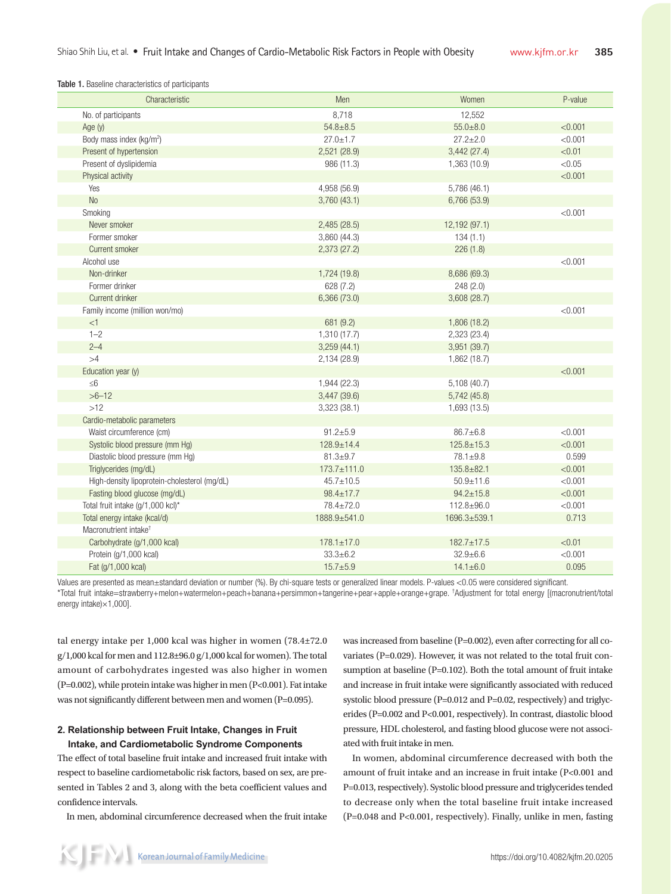**Table 1.** Baseline characteristics of participants

| Characteristic | Men | Women | P-value |
|---|---|---|---|
| No. of participants | 8,718 | 12,552 | |
| Age (y) | 54.8±8.5 | 55.0±8.0 | <0.001 |
| Body mass index (kg/m$^2$) | 27.0±1.7 | 27.2±2.0 | <0.001 |
| Present of hypertension | 2,521 (28.9) | 3,442 (27.4) | <0.01 |
| Present of dyslipidemia | 986 (11.3) | 1,363 (10.9) | <0.05 |
| Physical activity | | | <0.001 |
| Yes | 4,958 (56.9) | 5,786 (46.1) | |
| No | 3,760 (43.1) | 6,766 (53.9) | |
| Smoking | | | <0.001 |
| Never smoker | 2,485 (28.5) | 12,192 (97.1) | |
| Former smoker | 3,860 (44.3) | 134 (1.1) | |
| Current smoker | 2,373 (27.2) | 226 (1.8) | |
| Alcohol use | | | <0.001 |
| Non-drinker | 1,724 (19.8) | 8,686 (69.3) | |
| Former drinker | 628 (7.2) | 248 (2.0) | |
| Current drinker | 6,366 (73.0) | 3,608 (28.7) | |
| Family income (million won/mo) | | | <0.001 |
| <1 | 681 (9.2) | 1,806 (18.2) | |
| 1–2 | 1,310 (17.7) | 2,323 (23.4) | |
| 2–4 | 3,259 (44.1) | 3,951 (39.7) | |
| >4 | 2,134 (28.9) | 1,862 (18.7) | |
| Education year (y) | | | <0.001 |
| ≤6 | 1,944 (22.3) | 5,108 (40.7) | |
| >6–12 | 3,447 (39.6) | 5,742 (45.8) | |
| >12 | 3,323 (38.1) | 1,693 (13.5) | |
| Cardio-metabolic parameters | | | |
| Waist circumference (cm) | 91.2±5.9 | 86.7±6.8 | <0.001 |
| Systolic blood pressure (mm Hg) | 128.9±14.4 | 125.8±15.3 | <0.001 |
| Diastolic blood pressure (mm Hg) | 81.3±9.7 | 78.1±9.8 | 0.599 |
| Triglycerides (mg/dL) | 173.7±111.0 | 135.8±82.1 | <0.001 |
| High-density lipoprotein-cholesterol (mg/dL) | 45.7±10.5 | 50.9±11.6 | <0.001 |
| Fasting blood glucose (mg/dL) | 98.4±17.7 | 94.2±15.8 | <0.001 |
| Total fruit intake (g/1,000 kcl)* | 78.4±72.0 | 112.8±96.0 | <0.001 |
| Total energy intake (kcal/d) | 1888.9±541.0 | 1696.3±539.1 | 0.713 |
| Macronutrient intake† | | | |
| Carbohydrate (g/1,000 kcal) | 178.1±17.0 | 182.7±17.5 | <0.01 |
| Protein (g/1,000 kcal) | 33.3±6.2 | 32.9±6.6 | <0.001 |
| Fat (g/1,000 kcal) | 15.7±5.9 | 14.1±6.0 | 0.095 |

Values are presented as mean±standard deviation or number (%). By chi-square tests or generalized linear models. P-values <0.05 were considered significant.
*Total fruit intake=strawberry+melon+watermelon+peach+banana+persimmon+tangerine+pear+apple+orange+grape. †Adjustment for total energy [(macronutrient/total energy intake)×1,000].

tal energy intake per 1,000 kcal was higher in women (78.4±72.0 g/1,000 kcal for men and 112.8±96.0 g/1,000 kcal for women). The total amount of carbohydrates ingested was also higher in women (P=0.002), while protein intake was higher in men (P<0.001). Fat intake was not significantly different between men and women (P=0.095).

## 2. Relationship between Fruit Intake, Changes in Fruit Intake, and Cardiometabolic Syndrome Components

The effect of total baseline fruit intake and increased fruit intake with respect to baseline cardiometabolic risk factors, based on sex, are presented in Tables 2 and 3, along with the beta coefficient values and confidence intervals.

In men, abdominal circumference decreased when the fruit intake was increased from baseline (P=0.002), even after correcting for all covariates (P=0.029). However, it was not related to the total fruit consumption at baseline (P=0.102). Both the total amount of fruit intake and increase in fruit intake were significantly associated with reduced systolic blood pressure (P=0.012 and P=0.02, respectively) and triglycerides (P=0.002 and P<0.001, respectively). In contrast, diastolic blood pressure, HDL cholesterol, and fasting blood glucose were not associated with fruit intake in men.

In women, abdominal circumference decreased with both the amount of fruit intake and an increase in fruit intake (P<0.001 and P=0.013, respectively). Systolic blood pressure and triglycerides tended to decrease only when the total baseline fruit intake increased (P=0.048 and P<0.001, respectively). Finally, unlike in men, fasting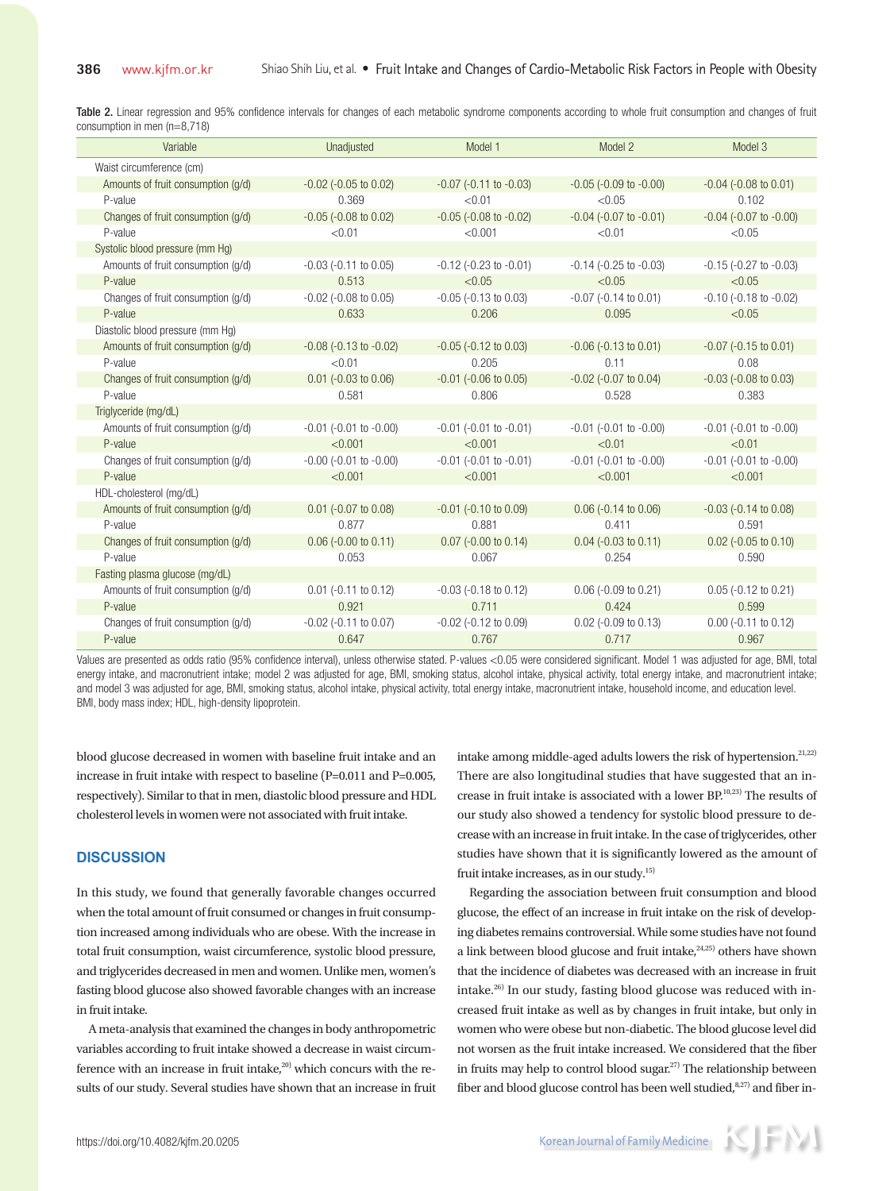**Table 2.** Linear regression and 95% confidence intervals for changes of each metabolic syndrome components according to whole fruit consumption and changes of fruit consumption in men (n=8,718)

| Variable | Unadjusted | Model 1 | Model 2 | Model 3 |
|---|---|---|---|---|
| Waist circumference (cm) | | | | |
| Amounts of fruit consumption (g/d) | -0.02 (-0.05 to 0.02) | -0.07 (-0.11 to -0.03) | -0.05 (-0.09 to -0.00) | -0.04 (-0.08 to 0.01) |
| P-value | 0.369 | <0.01 | <0.05 | 0.102 |
| Changes of fruit consumption (g/d) | -0.05 (-0.08 to 0.02) | -0.05 (-0.08 to -0.02) | -0.04 (-0.07 to -0.01) | -0.04 (-0.07 to -0.00) |
| P-value | <0.01 | <0.001 | <0.01 | <0.05 |
| Systolic blood pressure (mm Hg) | | | | |
| Amounts of fruit consumption (g/d) | -0.03 (-0.11 to 0.05) | -0.12 (-0.23 to -0.01) | -0.14 (-0.25 to -0.03) | -0.15 (-0.27 to -0.03) |
| P-value | 0.513 | <0.05 | <0.05 | <0.05 |
| Changes of fruit consumption (g/d) | -0.02 (-0.08 to 0.05) | -0.05 (-0.13 to 0.03) | -0.07 (-0.14 to 0.01) | -0.10 (-0.18 to -0.02) |
| P-value | 0.633 | 0.206 | 0.095 | <0.05 |
| Diastolic blood pressure (mm Hg) | | | | |
| Amounts of fruit consumption (g/d) | -0.08 (-0.13 to -0.02) | -0.05 (-0.12 to 0.03) | -0.06 (-0.13 to 0.01) | -0.07 (-0.15 to 0.01) |
| P-value | <0.01 | 0.205 | 0.11 | 0.08 |
| Changes of fruit consumption (g/d) | 0.01 (-0.03 to 0.06) | -0.01 (-0.06 to 0.05) | -0.02 (-0.07 to 0.04) | -0.03 (-0.08 to 0.03) |
| P-value | 0.581 | 0.806 | 0.528 | 0.383 |
| Triglyceride (mg/dL) | | | | |
| Amounts of fruit consumption (g/d) | -0.01 (-0.01 to -0.00) | -0.01 (-0.01 to -0.01) | -0.01 (-0.01 to -0.00) | -0.01 (-0.01 to -0.00) |
| P-value | <0.001 | <0.001 | <0.01 | <0.01 |
| Changes of fruit consumption (g/d) | -0.00 (-0.01 to -0.00) | -0.01 (-0.01 to -0.01) | -0.01 (-0.01 to -0.00) | -0.01 (-0.01 to -0.00) |
| P-value | <0.001 | <0.001 | <0.001 | <0.001 |
| HDL-cholesterol (mg/dL) | | | | |
| Amounts of fruit consumption (g/d) | 0.01 (-0.07 to 0.08) | -0.01 (-0.10 to 0.09) | 0.06 (-0.14 to 0.06) | -0.03 (-0.14 to 0.08) |
| P-value | 0.877 | 0.881 | 0.411 | 0.591 |
| Changes of fruit consumption (g/d) | 0.06 (-0.00 to 0.11) | 0.07 (-0.00 to 0.14) | 0.04 (-0.03 to 0.11) | 0.02 (-0.05 to 0.10) |
| P-value | 0.053 | 0.067 | 0.254 | 0.590 |
| Fasting plasma glucose (mg/dL) | | | | |
| Amounts of fruit consumption (g/d) | 0.01 (-0.11 to 0.12) | -0.03 (-0.18 to 0.12) | 0.06 (-0.09 to 0.21) | 0.05 (-0.12 to 0.21) |
| P-value | 0.921 | 0.711 | 0.424 | 0.599 |
| Changes of fruit consumption (g/d) | -0.02 (-0.11 to 0.07) | -0.02 (-0.12 to 0.09) | 0.02 (-0.09 to 0.13) | 0.00 (-0.11 to 0.12) |
| P-value | 0.647 | 0.767 | 0.717 | 0.967 |

Values are presented as odds ratio (95% confidence interval), unless otherwise stated. P-values <0.05 were considered significant. Model 1 was adjusted for age, BMI, total energy intake, and macronutrient intake; model 2 was adjusted for age, BMI, smoking status, alcohol intake, physical activity, total energy intake, and macronutrient intake; and model 3 was adjusted for age, BMI, smoking status, alcohol intake, physical activity, total energy intake, macronutrient intake, household income, and education level.
BMI, body mass index; HDL, high-density lipoprotein.

blood glucose decreased in women with baseline fruit intake and an increase in fruit intake with respect to baseline (P=0.011 and P=0.005, respectively). Similar to that in men, diastolic blood pressure and HDL cholesterol levels in women were not associated with fruit intake.

## DISCUSSION

In this study, we found that generally favorable changes occurred when the total amount of fruit consumed or changes in fruit consumption increased among individuals who are obese. With the increase in total fruit consumption, waist circumference, systolic blood pressure, and triglycerides decreased in men and women. Unlike men, women's fasting blood glucose also showed favorable changes with an increase in fruit intake.

A meta-analysis that examined the changes in body anthropometric variables according to fruit intake showed a decrease in waist circumference with an increase in fruit intake,[20] which concurs with the results of our study. Several studies have shown that an increase in fruit intake among middle-aged adults lowers the risk of hypertension.[21,22] There are also longitudinal studies that have suggested that an increase in fruit intake is associated with a lower BP.[10,23] The results of our study also showed a tendency for systolic blood pressure to decrease with an increase in fruit intake. In the case of triglycerides, other studies have shown that it is significantly lowered as the amount of fruit intake increases, as in our study.[15]

Regarding the association between fruit consumption and blood glucose, the effect of an increase in fruit intake on the risk of developing diabetes remains controversial. While some studies have not found a link between blood glucose and fruit intake,[24,25] others have shown that the incidence of diabetes was decreased with an increase in fruit intake.[26] In our study, fasting blood glucose was reduced with increased fruit intake as well as by changes in fruit intake, but only in women who were obese but non-diabetic. The blood glucose level did not worsen as the fruit intake increased. We considered that the fiber in fruits may help to control blood sugar.[27] The relationship between fiber and blood glucose control has been well studied,[8,27] and fiber in-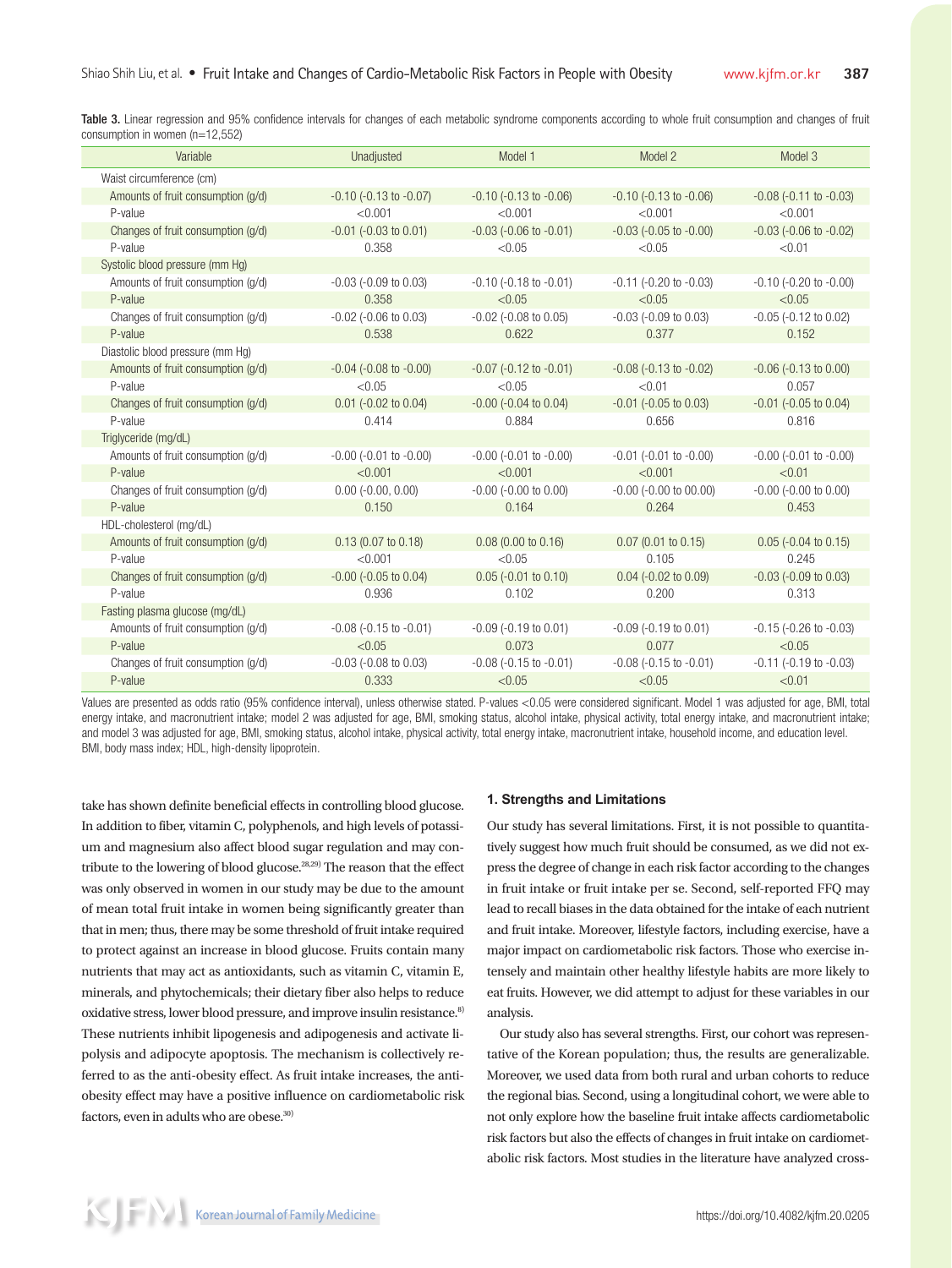**Table 3.** Linear regression and 95% confidence intervals for changes of each metabolic syndrome components according to whole fruit consumption and changes of fruit consumption in women (n=12,552)

| Variable | Unadjusted | Model 1 | Model 2 | Model 3 |
|---|---|---|---|---|
| Waist circumference (cm) | | | | |
| Amounts of fruit consumption (g/d) | -0.10 (-0.13 to -0.07) | -0.10 (-0.13 to -0.06) | -0.10 (-0.13 to -0.06) | -0.08 (-0.11 to -0.03) |
| P-value | <0.001 | <0.001 | <0.001 | <0.001 |
| Changes of fruit consumption (g/d) | -0.01 (-0.03 to 0.01) | -0.03 (-0.06 to -0.01) | -0.03 (-0.05 to -0.00) | -0.03 (-0.06 to -0.02) |
| P-value | 0.358 | <0.05 | <0.05 | <0.01 |
| Systolic blood pressure (mm Hg) | | | | |
| Amounts of fruit consumption (g/d) | -0.03 (-0.09 to 0.03) | -0.10 (-0.18 to -0.01) | -0.11 (-0.20 to -0.03) | -0.10 (-0.20 to -0.00) |
| P-value | 0.358 | <0.05 | <0.05 | <0.05 |
| Changes of fruit consumption (g/d) | -0.02 (-0.06 to 0.03) | -0.02 (-0.08 to 0.05) | -0.03 (-0.09 to 0.03) | -0.05 (-0.12 to 0.02) |
| P-value | 0.538 | 0.622 | 0.377 | 0.152 |
| Diastolic blood pressure (mm Hg) | | | | |
| Amounts of fruit consumption (g/d) | -0.04 (-0.08 to -0.00) | -0.07 (-0.12 to -0.01) | -0.08 (-0.13 to -0.02) | -0.06 (-0.13 to 0.00) |
| P-value | <0.05 | <0.05 | <0.01 | 0.057 |
| Changes of fruit consumption (g/d) | 0.01 (-0.02 to 0.04) | -0.00 (-0.04 to 0.04) | -0.01 (-0.05 to 0.03) | -0.01 (-0.05 to 0.04) |
| P-value | 0.414 | 0.884 | 0.656 | 0.816 |
| Triglyceride (mg/dL) | | | | |
| Amounts of fruit consumption (g/d) | -0.00 (-0.01 to -0.00) | -0.00 (-0.01 to -0.00) | -0.01 (-0.01 to -0.00) | -0.00 (-0.01 to -0.00) |
| P-value | <0.001 | <0.001 | <0.001 | <0.01 |
| Changes of fruit consumption (g/d) | 0.00 (-0.00, 0.00) | -0.00 (-0.00 to 0.00) | -0.00 (-0.00 to 00.00) | -0.00 (-0.00 to 0.00) |
| P-value | 0.150 | 0.164 | 0.264 | 0.453 |
| HDL-cholesterol (mg/dL) | | | | |
| Amounts of fruit consumption (g/d) | 0.13 (0.07 to 0.18) | 0.08 (0.00 to 0.16) | 0.07 (0.01 to 0.15) | 0.05 (-0.04 to 0.15) |
| P-value | <0.001 | <0.05 | 0.105 | 0.245 |
| Changes of fruit consumption (g/d) | -0.00 (-0.05 to 0.04) | 0.05 (-0.01 to 0.10) | 0.04 (-0.02 to 0.09) | -0.03 (-0.09 to 0.03) |
| P-value | 0.936 | 0.102 | 0.200 | 0.313 |
| Fasting plasma glucose (mg/dL) | | | | |
| Amounts of fruit consumption (g/d) | -0.08 (-0.15 to -0.01) | -0.09 (-0.19 to 0.01) | -0.09 (-0.19 to 0.01) | -0.15 (-0.26 to -0.03) |
| P-value | <0.05 | 0.073 | 0.077 | <0.05 |
| Changes of fruit consumption (g/d) | -0.03 (-0.08 to 0.03) | -0.08 (-0.15 to -0.01) | -0.08 (-0.15 to -0.01) | -0.11 (-0.19 to -0.03) |
| P-value | 0.333 | <0.05 | <0.05 | <0.01 |

Values are presented as odds ratio (95% confidence interval), unless otherwise stated. P-values <0.05 were considered significant. Model 1 was adjusted for age, BMI, total energy intake, and macronutrient intake; model 2 was adjusted for age, BMI, smoking status, alcohol intake, physical activity, total energy intake, and macronutrient intake; and model 3 was adjusted for age, BMI, smoking status, alcohol intake, physical activity, total energy intake, macronutrient intake, household income, and education level.
BMI, body mass index; HDL, high-density lipoprotein.

take has shown definite beneficial effects in controlling blood glucose. In addition to fiber, vitamin C, polyphenols, and high levels of potassium and magnesium also affect blood sugar regulation and may contribute to the lowering of blood glucose.[28,29] The reason that the effect was only observed in women in our study may be due to the amount of mean total fruit intake in women being significantly greater than that in men; thus, there may be some threshold of fruit intake required to protect against an increase in blood glucose. Fruits contain many nutrients that may act as antioxidants, such as vitamin C, vitamin E, minerals, and phytochemicals; their dietary fiber also helps to reduce oxidative stress, lower blood pressure, and improve insulin resistance.[8] These nutrients inhibit lipogenesis and adipogenesis and activate lipolysis and adipocyte apoptosis. The mechanism is collectively referred to as the anti-obesity effect. As fruit intake increases, the anti-obesity effect may have a positive influence on cardiometabolic risk factors, even in adults who are obese.[30]

### 1. Strengths and Limitations

Our study has several limitations. First, it is not possible to quantitatively suggest how much fruit should be consumed, as we did not express the degree of change in each risk factor according to the changes in fruit intake or fruit intake per se. Second, self-reported FFQ may lead to recall biases in the data obtained for the intake of each nutrient and fruit intake. Moreover, lifestyle factors, including exercise, have a major impact on cardiometabolic risk factors. Those who exercise intensely and maintain other healthy lifestyle habits are more likely to eat fruits. However, we did attempt to adjust for these variables in our analysis.

Our study also has several strengths. First, our cohort was representative of the Korean population; thus, the results are generalizable. Moreover, we used data from both rural and urban cohorts to reduce the regional bias. Second, using a longitudinal cohort, we were able to not only explore how the baseline fruit intake affects cardiometabolic risk factors but also the effects of changes in fruit intake on cardiometabolic risk factors. Most studies in the literature have analyzed cross-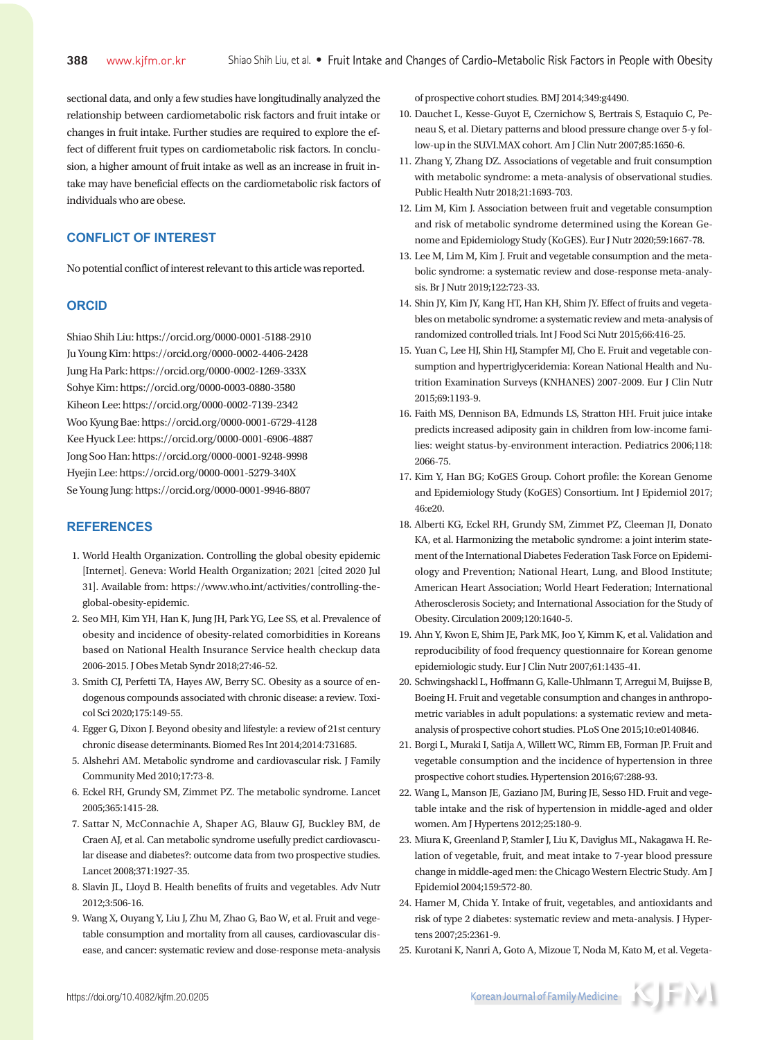sectional data, and only a few studies have longitudinally analyzed the relationship between cardiometabolic risk factors and fruit intake or changes in fruit intake. Further studies are required to explore the effect of different fruit types on cardiometabolic risk factors. In conclusion, a higher amount of fruit intake as well as an increase in fruit intake may have beneficial effects on the cardiometabolic risk factors of individuals who are obese.

## CONFLICT OF INTEREST

No potential conflict of interest relevant to this article was reported.

## ORCID

Shiao Shih Liu: https://orcid.org/0000-0001-5188-2910
Ju Young Kim: https://orcid.org/0000-0002-4406-2428
Jung Ha Park: https://orcid.org/0000-0002-1269-333X
Sohye Kim: https://orcid.org/0000-0003-0880-3580
Kiheon Lee: https://orcid.org/0000-0002-7139-2342
Woo Kyung Bae: https://orcid.org/0000-0001-6729-4128
Kee Hyuck Lee: https://orcid.org/0000-0001-6906-4887
Jong Soo Han: https://orcid.org/0000-0001-9248-9998
Hyejin Lee: https://orcid.org/0000-0001-5279-340X
Se Young Jung: https://orcid.org/0000-0001-9946-8807

## REFERENCES

1. World Health Organization. Controlling the global obesity epidemic [Internet]. Geneva: World Health Organization; 2021 [cited 2020 Jul 31]. Available from: https://www.who.int/activities/controlling-the-global-obesity-epidemic.
2. Seo MH, Kim YH, Han K, Jung JH, Park YG, Lee SS, et al. Prevalence of obesity and incidence of obesity-related comorbidities in Koreans based on National Health Insurance Service health checkup data 2006-2015. J Obes Metab Syndr 2018;27:46-52.
3. Smith CJ, Perfetti TA, Hayes AW, Berry SC. Obesity as a source of endogenous compounds associated with chronic disease: a review. Toxicol Sci 2020;175:149-55.
4. Egger G, Dixon J. Beyond obesity and lifestyle: a review of 21st century chronic disease determinants. Biomed Res Int 2014;2014:731685.
5. Alshehri AM. Metabolic syndrome and cardiovascular risk. J Family Community Med 2010;17:73-8.
6. Eckel RH, Grundy SM, Zimmet PZ. The metabolic syndrome. Lancet 2005;365:1415-28.
7. Sattar N, McConnachie A, Shaper AG, Blauw GJ, Buckley BM, de Craen AJ, et al. Can metabolic syndrome usefully predict cardiovascular disease and diabetes?: outcome data from two prospective studies. Lancet 2008;371:1927-35.
8. Slavin JL, Lloyd B. Health benefits of fruits and vegetables. Adv Nutr 2012;3:506-16.
9. Wang X, Ouyang Y, Liu J, Zhu M, Zhao G, Bao W, et al. Fruit and vegetable consumption and mortality from all causes, cardiovascular disease, and cancer: systematic review and dose-response meta-analysis of prospective cohort studies. BMJ 2014;349:g4490.
10. Dauchet L, Kesse-Guyot E, Czernichow S, Bertrais S, Estaquio C, Peneau S, et al. Dietary patterns and blood pressure change over 5-y follow-up in the SU.VI.MAX cohort. Am J Clin Nutr 2007;85:1650-6.
11. Zhang Y, Zhang DZ. Associations of vegetable and fruit consumption with metabolic syndrome: a meta-analysis of observational studies. Public Health Nutr 2018;21:1693-703.
12. Lim M, Kim J. Association between fruit and vegetable consumption and risk of metabolic syndrome determined using the Korean Genome and Epidemiology Study (KoGES). Eur J Nutr 2020;59:1667-78.
13. Lee M, Lim M, Kim J. Fruit and vegetable consumption and the metabolic syndrome: a systematic review and dose-response meta-analysis. Br J Nutr 2019;122:723-33.
14. Shin JY, Kim JY, Kang HT, Han KH, Shim JY. Effect of fruits and vegetables on metabolic syndrome: a systematic review and meta-analysis of randomized controlled trials. Int J Food Sci Nutr 2015;66:416-25.
15. Yuan C, Lee HJ, Shin HJ, Stampfer MJ, Cho E. Fruit and vegetable consumption and hypertriglyceridemia: Korean National Health and Nutrition Examination Surveys (KNHANES) 2007-2009. Eur J Clin Nutr 2015;69:1193-9.
16. Faith MS, Dennison BA, Edmunds LS, Stratton HH. Fruit juice intake predicts increased adiposity gain in children from low-income families: weight status-by-environment interaction. Pediatrics 2006;118:2066-75.
17. Kim Y, Han BG; KoGES Group. Cohort profile: the Korean Genome and Epidemiology Study (KoGES) Consortium. Int J Epidemiol 2017;46:e20.
18. Alberti KG, Eckel RH, Grundy SM, Zimmet PZ, Cleeman JI, Donato KA, et al. Harmonizing the metabolic syndrome: a joint interim statement of the International Diabetes Federation Task Force on Epidemiology and Prevention; National Heart, Lung, and Blood Institute; American Heart Association; World Heart Federation; International Atherosclerosis Society; and International Association for the Study of Obesity. Circulation 2009;120:1640-5.
19. Ahn Y, Kwon E, Shim JE, Park MK, Joo Y, Kimm K, et al. Validation and reproducibility of food frequency questionnaire for Korean genome epidemiologic study. Eur J Clin Nutr 2007;61:1435-41.
20. Schwingshackl L, Hoffmann G, Kalle-Uhlmann T, Arregui M, Buijsse B, Boeing H. Fruit and vegetable consumption and changes in anthropometric variables in adult populations: a systematic review and meta-analysis of prospective cohort studies. PLoS One 2015;10:e0140846.
21. Borgi L, Muraki I, Satija A, Willett WC, Rimm EB, Forman JP. Fruit and vegetable consumption and the incidence of hypertension in three prospective cohort studies. Hypertension 2016;67:288-93.
22. Wang L, Manson JE, Gaziano JM, Buring JE, Sesso HD. Fruit and vegetable intake and the risk of hypertension in middle-aged and older women. Am J Hypertens 2012;25:180-9.
23. Miura K, Greenland P, Stamler J, Liu K, Daviglus ML, Nakagawa H. Relation of vegetable, fruit, and meat intake to 7-year blood pressure change in middle-aged men: the Chicago Western Electric Study. Am J Epidemiol 2004;159:572-80.
24. Hamer M, Chida Y. Intake of fruit, vegetables, and antioxidants and risk of type 2 diabetes: systematic review and meta-analysis. J Hypertens 2007;25:2361-9.
25. Kurotani K, Nanri A, Goto A, Mizoue T, Noda M, Kato M, et al. Vegeta-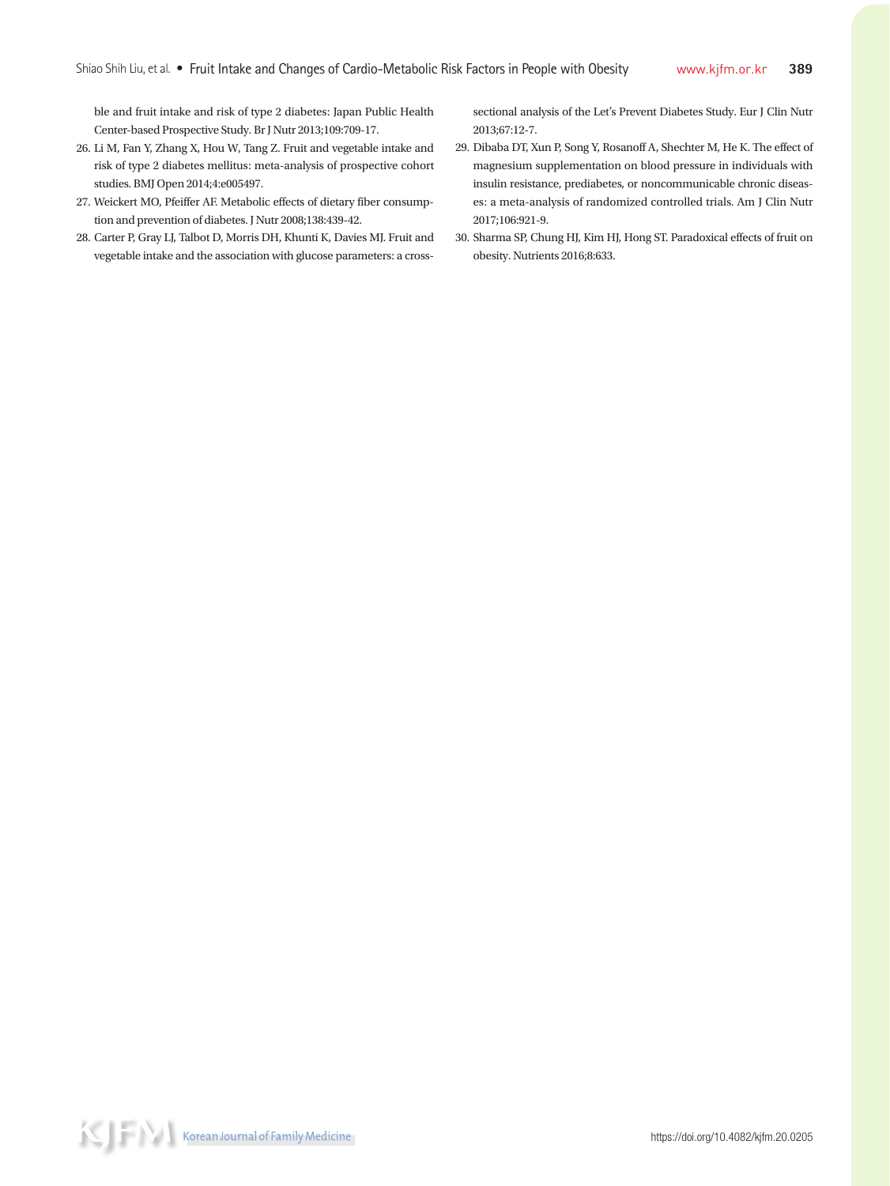ble and fruit intake and risk of type 2 diabetes: Japan Public Health Center-based Prospective Study. Br J Nutr 2013;109:709-17.

26. Li M, Fan Y, Zhang X, Hou W, Tang Z. Fruit and vegetable intake and risk of type 2 diabetes mellitus: meta-analysis of prospective cohort studies. BMJ Open 2014;4:e005497.
27. Weickert MO, Pfeiffer AF. Metabolic effects of dietary fiber consumption and prevention of diabetes. J Nutr 2008;138:439-42.
28. Carter P, Gray LJ, Talbot D, Morris DH, Khunti K, Davies MJ. Fruit and vegetable intake and the association with glucose parameters: a cross-sectional analysis of the Let's Prevent Diabetes Study. Eur J Clin Nutr 2013;67:12-7.
29. Dibaba DT, Xun P, Song Y, Rosanoff A, Shechter M, He K. The effect of magnesium supplementation on blood pressure in individuals with insulin resistance, prediabetes, or noncommunicable chronic diseases: a meta-analysis of randomized controlled trials. Am J Clin Nutr 2017;106:921-9.
30. Sharma SP, Chung HJ, Kim HJ, Hong ST. Paradoxical effects of fruit on obesity. Nutrients 2016;8:633.